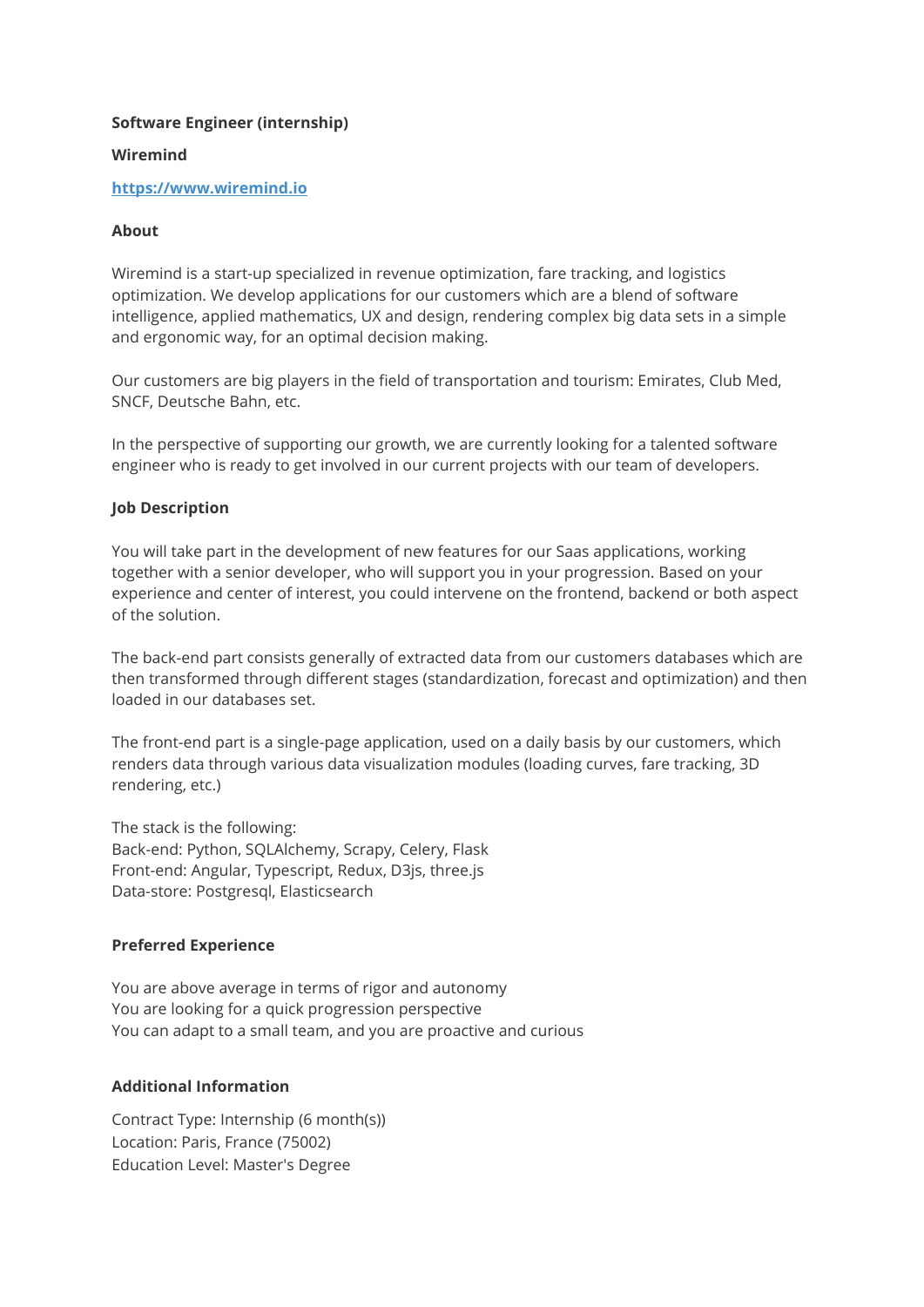**Software Engineer (internship)**

**Wiremind**

**[https://www.wiremind.io](https://www.wiremind.io)**

**About**

Wiremind is a start-up specialized in revenue optimization, fare tracking, and logistics optimization. We develop applications for our customers which are a blend of software intelligence, applied mathematics, UX and design, rendering complex big data sets in a simple and ergonomic way, for an optimal decision making.

Our customers are big players in the field of transportation and tourism: Emirates, Club Med, SNCF, Deutsche Bahn, etc.

In the perspective of supporting our growth, we are currently looking for a talented software engineer who is ready to get involved in our current projects with our team of developers.

**Job Description**

You will take part in the development of new features for our Saas applications, working together with a senior developer, who will support you in your progression. Based on your experience and center of interest, you could intervene on the frontend, backend or both aspect of the solution.

The back-end part consists generally of extracted data from our customers databases which are then transformed through different stages (standardization, forecast and optimization) and then loaded in our databases set.

The front-end part is a single-page application, used on a daily basis by our customers, which renders data through various data visualization modules (loading curves, fare tracking, 3D rendering, etc.)

The stack is the following:
Back-end: Python, SQLAlchemy, Scrapy, Celery, Flask
Front-end: Angular, Typescript, Redux, D3js, three.js
Data-store: Postgresql, Elasticsearch

**Preferred Experience**

You are above average in terms of rigor and autonomy
You are looking for a quick progression perspective
You can adapt to a small team, and you are proactive and curious

**Additional Information**

Contract Type: Internship (6 month(s))
Location: Paris, France (75002)
Education Level: Master's Degree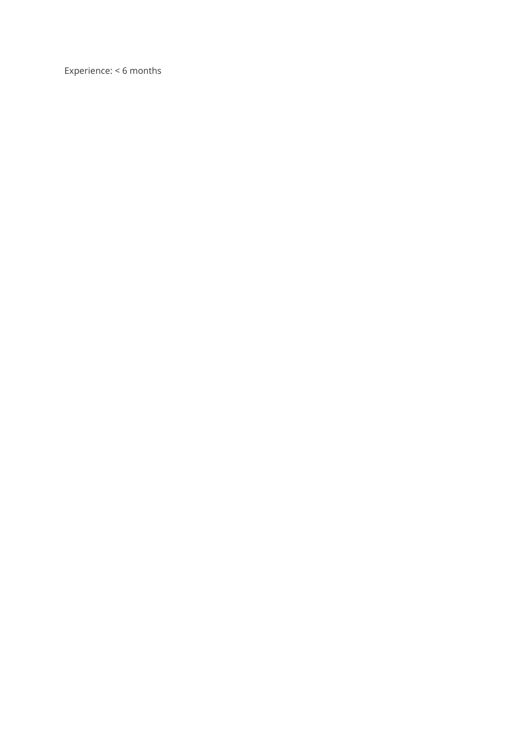Experience: < 6 months